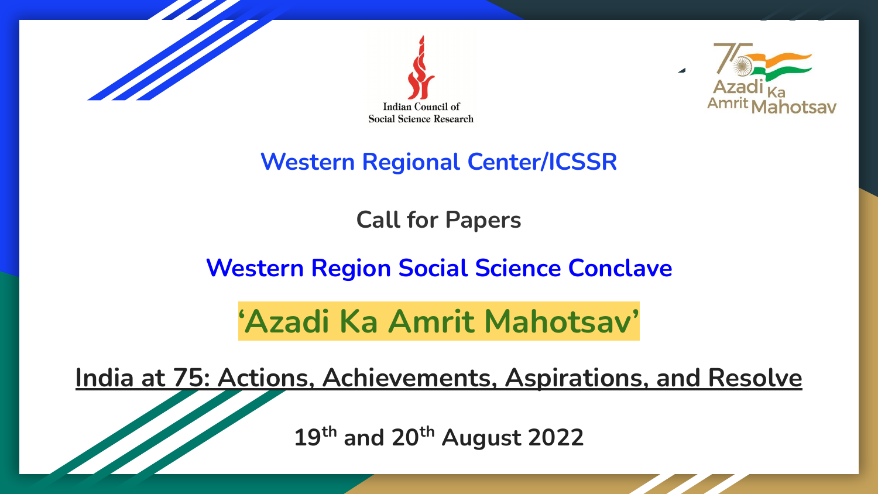Indian Council of Social Science Research

Azadi Ka Amrit Mahotsav

## Western Regional Center/ICSSR

### Call for Papers

## Western Region Social Science Conclave

# ‘Azadi Ka Amrit Mahotsav’

## India at 75: Actions, Achievements, Aspirations, and Resolve

**19th and 20th August 2022**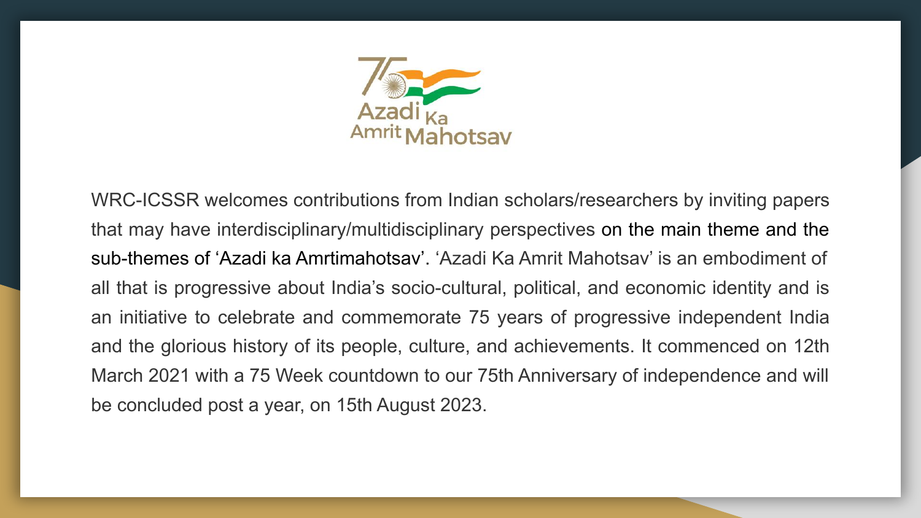WRC-ICSSR welcomes contributions from Indian scholars/researchers by inviting papers that may have interdisciplinary/multidisciplinary perspectives on the main theme and the sub-themes of ‘Azadi ka Amrtimahotsav’. ‘Azadi Ka Amrit Mahotsav’ is an embodiment of all that is progressive about India’s socio-cultural, political, and economic identity and is an initiative to celebrate and commemorate 75 years of progressive independent India and the glorious history of its people, culture, and achievements. It commenced on 12th March 2021 with a 75 Week countdown to our 75th Anniversary of independence and will be concluded post a year, on 15th August 2023.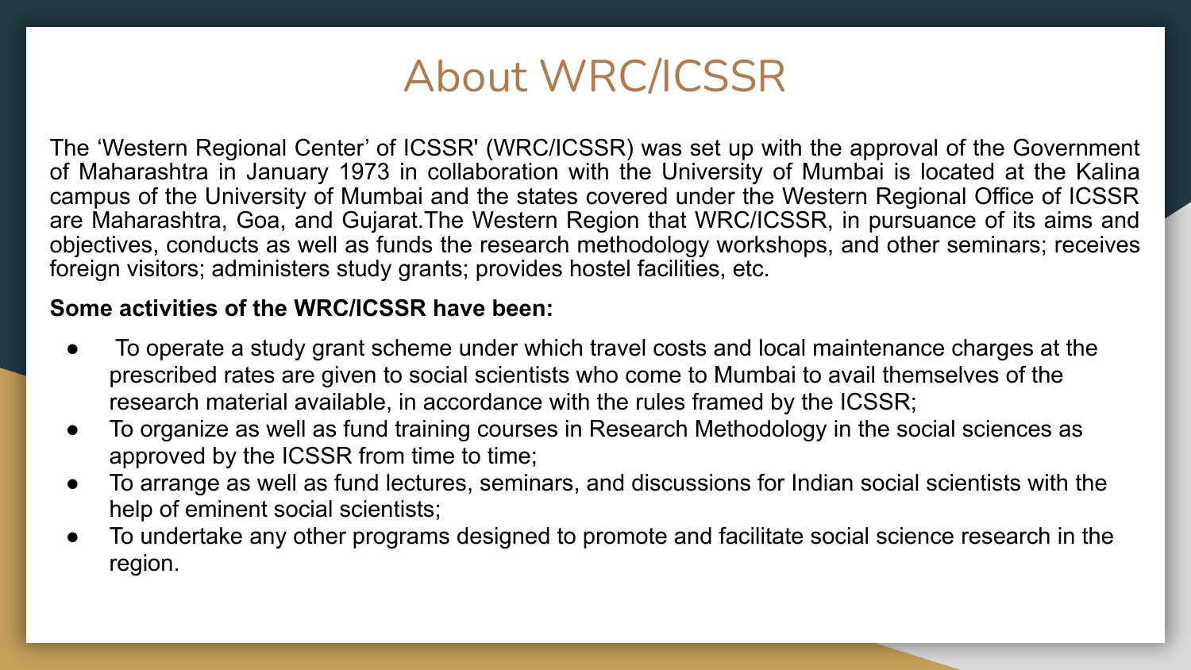# About WRC/ICSSR

The 'Western Regional Center' of ICSSR' (WRC/ICSSR) was set up with the approval of the Government of Maharashtra in January 1973 in collaboration with the University of Mumbai is located at the Kalina campus of the University of Mumbai and the states covered under the Western Regional Office of ICSSR are Maharashtra, Goa, and Gujarat.The Western Region that WRC/ICSSR, in pursuance of its aims and objectives, conducts as well as funds the research methodology workshops, and other seminars; receives foreign visitors; administers study grants; provides hostel facilities, etc.

**Some activities of the WRC/ICSSR have been:**

- To operate a study grant scheme under which travel costs and local maintenance charges at the prescribed rates are given to social scientists who come to Mumbai to avail themselves of the research material available, in accordance with the rules framed by the ICSSR;
- To organize as well as fund training courses in Research Methodology in the social sciences as approved by the ICSSR from time to time;
- To arrange as well as fund lectures, seminars, and discussions for Indian social scientists with the help of eminent social scientists;
- To undertake any other programs designed to promote and facilitate social science research in the region.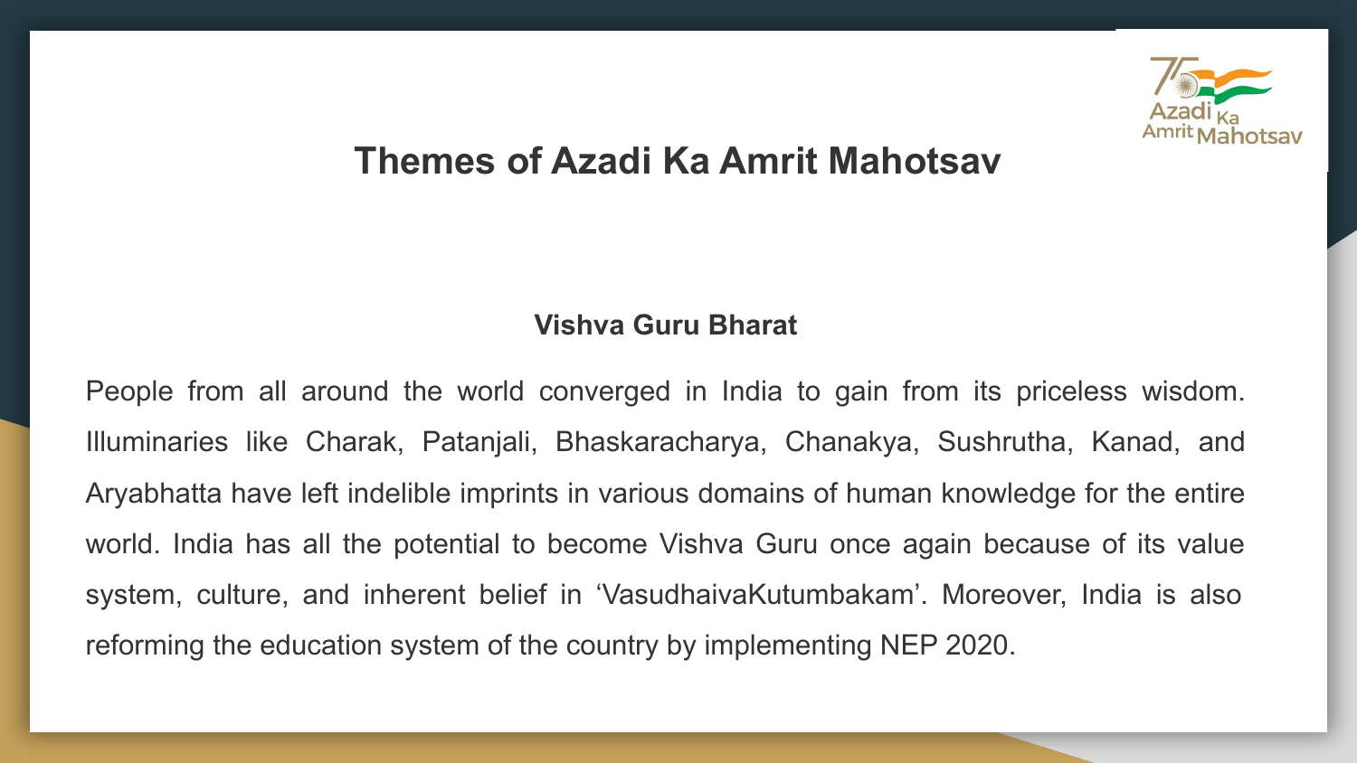# Themes of Azadi Ka Amrit Mahotsav

## Vishva Guru Bharat

People from all around the world converged in India to gain from its priceless wisdom. Illuminaries like Charak, Patanjali, Bhaskaracharya, Chanakya, Sushrutha, Kanad, and Aryabhatta have left indelible imprints in various domains of human knowledge for the entire world. India has all the potential to become Vishva Guru once again because of its value system, culture, and inherent belief in 'VasudhaivaKutumbakam'. Moreover, India is also reforming the education system of the country by implementing NEP 2020.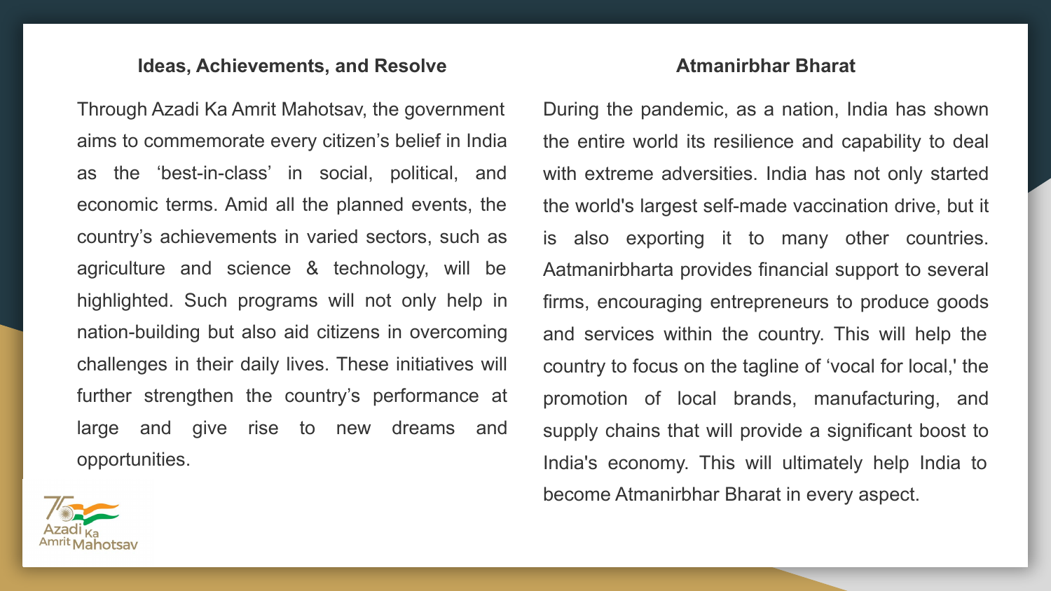## Ideas, Achievements, and Resolve

Through Azadi Ka Amrit Mahotsav, the government aims to commemorate every citizen's belief in India as the 'best-in-class' in social, political, and economic terms. Amid all the planned events, the country's achievements in varied sectors, such as agriculture and science & technology, will be highlighted. Such programs will not only help in nation-building but also aid citizens in overcoming challenges in their daily lives. These initiatives will further strengthen the country's performance at large and give rise to new dreams and opportunities.

## Atmanirbhar Bharat

During the pandemic, as a nation, India has shown the entire world its resilience and capability to deal with extreme adversities. India has not only started the world's largest self-made vaccination drive, but it is also exporting it to many other countries. Aatmanirbharta provides financial support to several firms, encouraging entrepreneurs to produce goods and services within the country. This will help the country to focus on the tagline of 'vocal for local,' the promotion of local brands, manufacturing, and supply chains that will provide a significant boost to India's economy. This will ultimately help India to become Atmanirbhar Bharat in every aspect.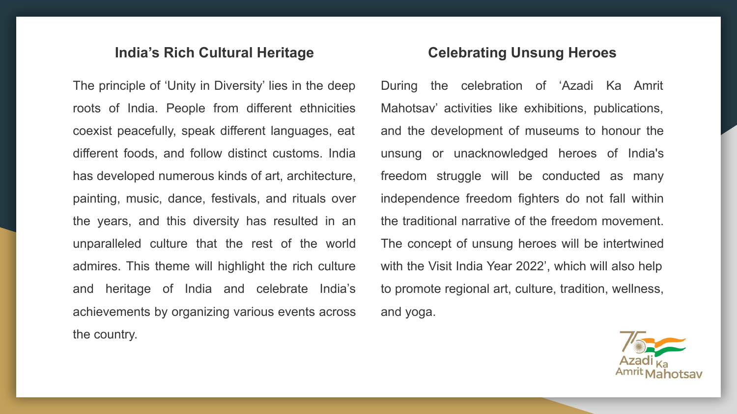## India's Rich Cultural Heritage

The principle of 'Unity in Diversity' lies in the deep roots of India. People from different ethnicities coexist peacefully, speak different languages, eat different foods, and follow distinct customs. India has developed numerous kinds of art, architecture, painting, music, dance, festivals, and rituals over the years, and this diversity has resulted in an unparalleled culture that the rest of the world admires. This theme will highlight the rich culture and heritage of India and celebrate India's achievements by organizing various events across the country.

## Celebrating Unsung Heroes

During the celebration of 'Azadi Ka Amrit Mahotsav' activities like exhibitions, publications, and the development of museums to honour the unsung or unacknowledged heroes of India's freedom struggle will be conducted as many independence freedom fighters do not fall within the traditional narrative of the freedom movement. The concept of unsung heroes will be intertwined with the Visit India Year 2022', which will also help to promote regional art, culture, tradition, wellness, and yoga.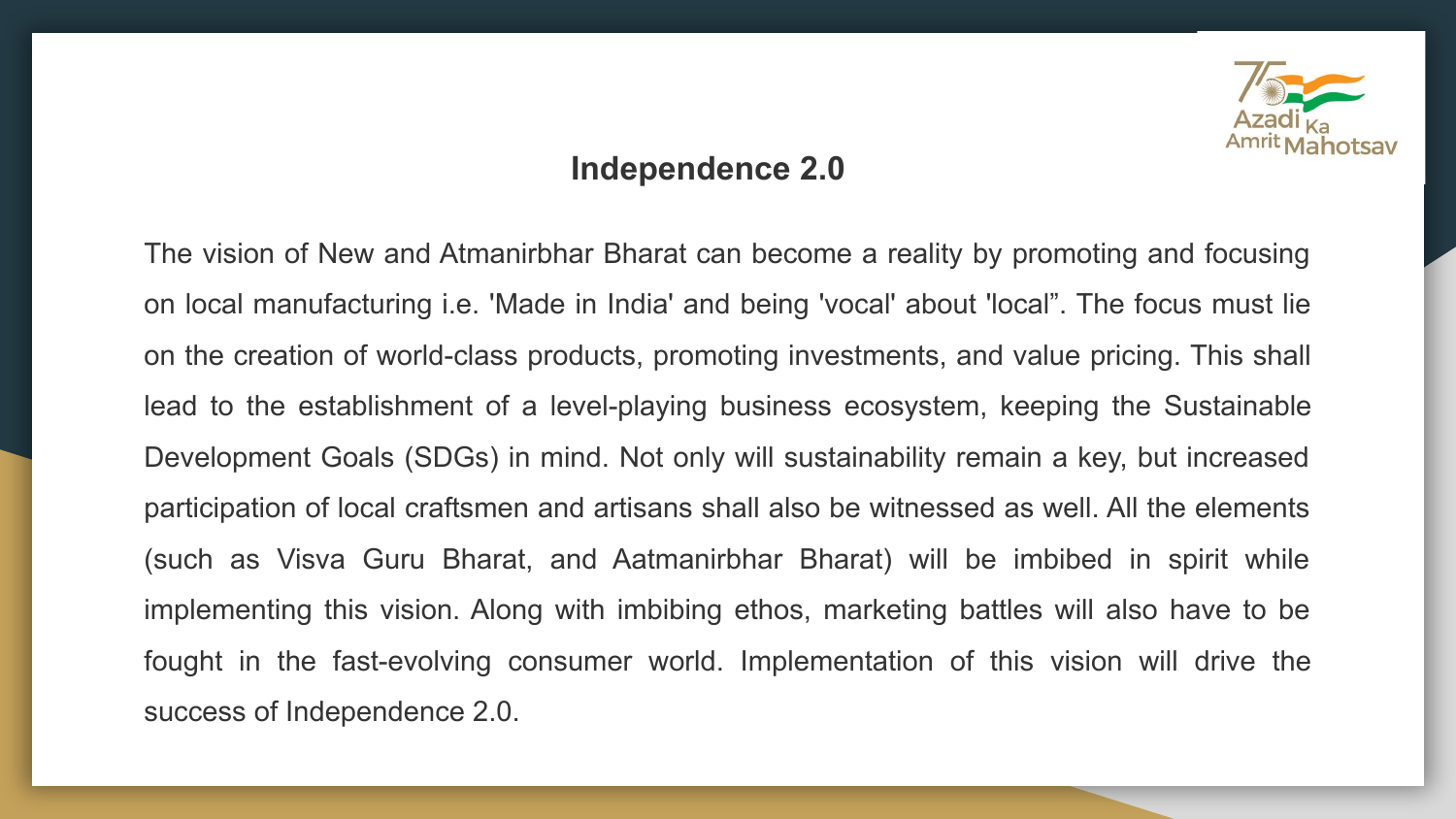## Independence 2.0

The vision of New and Atmanirbhar Bharat can become a reality by promoting and focusing on local manufacturing i.e. 'Made in India' and being 'vocal' about 'local”. The focus must lie on the creation of world-class products, promoting investments, and value pricing. This shall lead to the establishment of a level-playing business ecosystem, keeping the Sustainable Development Goals (SDGs) in mind. Not only will sustainability remain a key, but increased participation of local craftsmen and artisans shall also be witnessed as well. All the elements (such as Visva Guru Bharat, and Aatmanirbhar Bharat) will be imbibed in spirit while implementing this vision. Along with imbibing ethos, marketing battles will also have to be fought in the fast-evolving consumer world. Implementation of this vision will drive the success of Independence 2.0.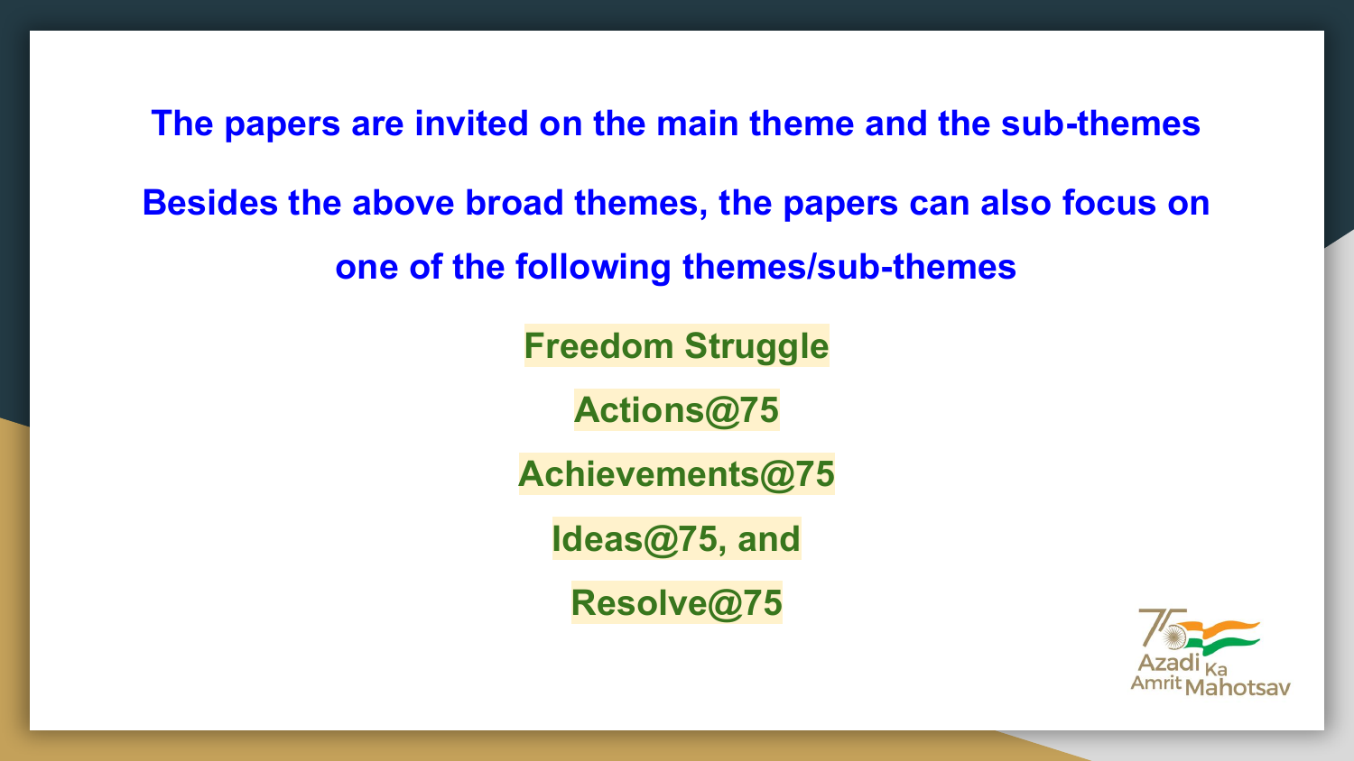**The papers are invited on the main theme and the sub-themes**

**Besides the above broad themes, the papers can also focus on one of the following themes/sub-themes**

**Freedom Struggle**

**Actions@75**

**Achievements@75**

**Ideas@75, and**

**Resolve@75**

Azadi Ka Amrit Mahotsav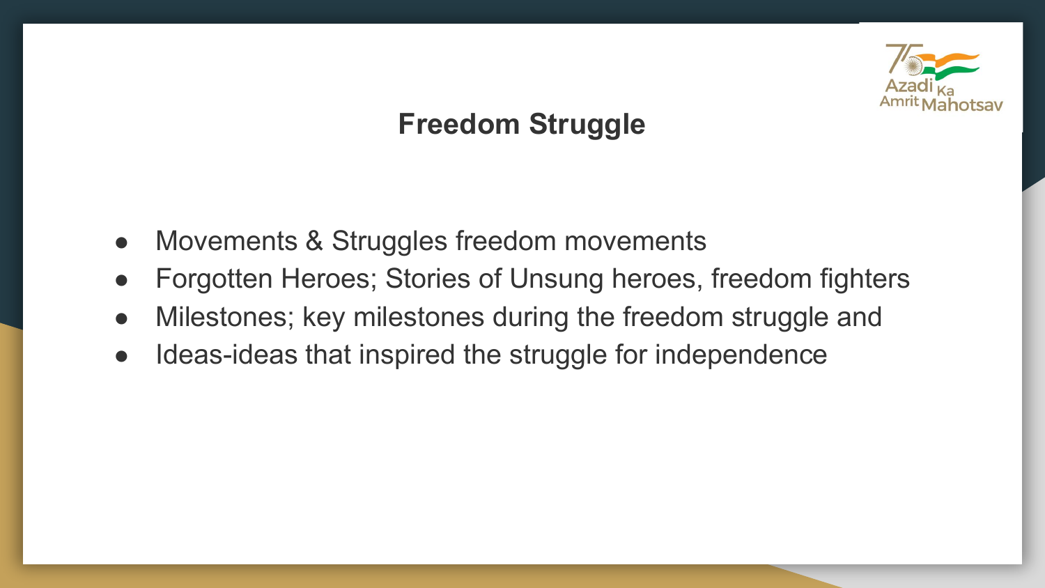# Freedom Struggle

- Movements & Struggles freedom movements
- Forgotten Heroes; Stories of Unsung heroes, freedom fighters
- Milestones; key milestones during the freedom struggle and
- Ideas-ideas that inspired the struggle for independence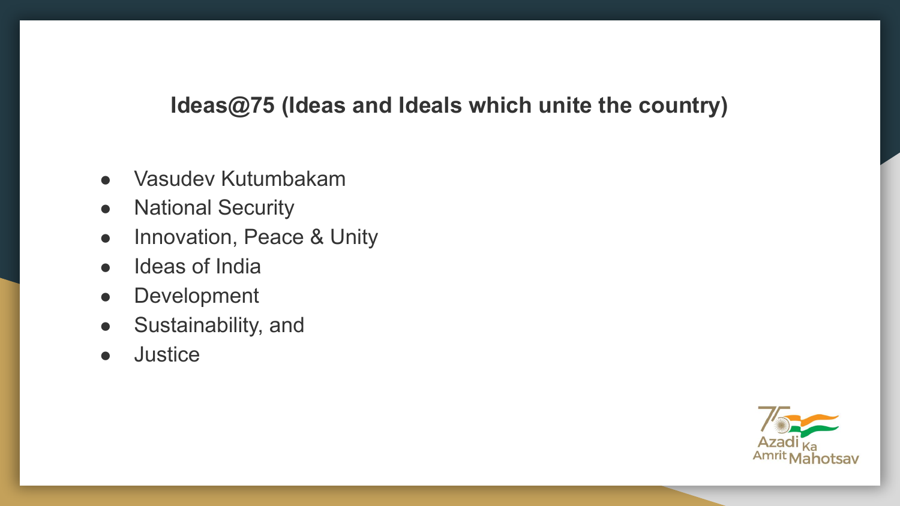## Ideas@75 (Ideas and Ideals which unite the country)

- Vasudev Kutumbakam
- National Security
- Innovation, Peace & Unity
- Ideas of India
- Development
- Sustainability, and
- Justice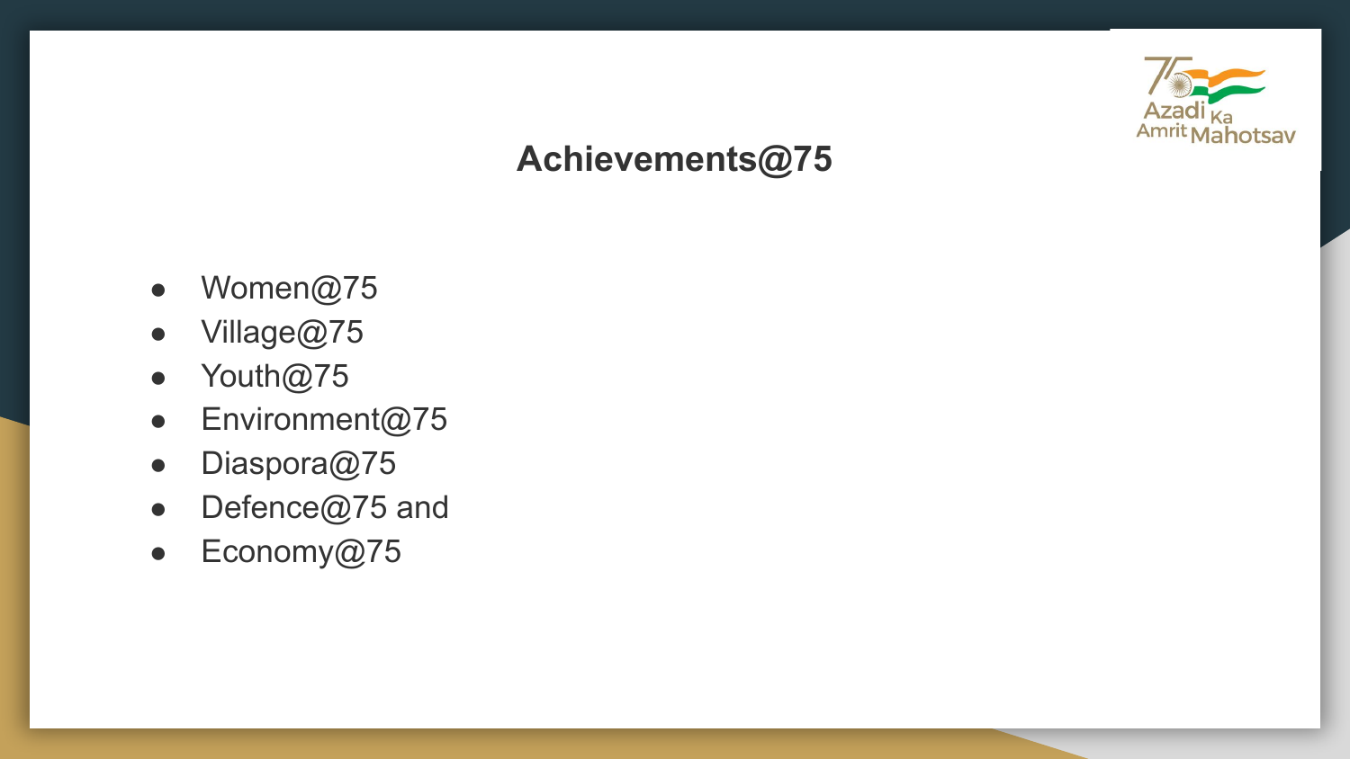# Achievements@75

- Women@75
- Village@75
- Youth@75
- Environment@75
- Diaspora@75
- Defence@75 and
- Economy@75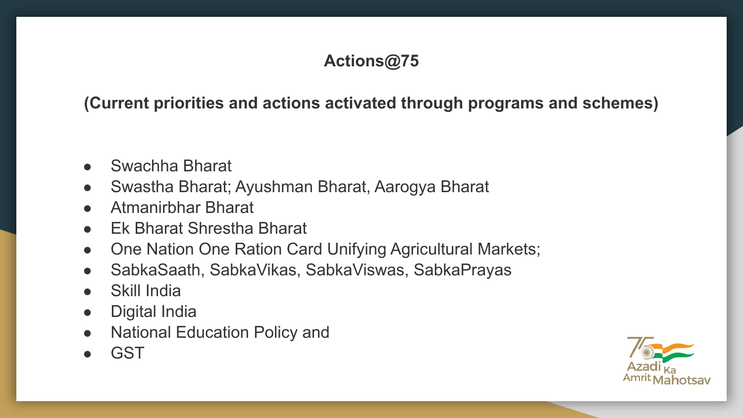## Actions@75

**(Current priorities and actions activated through programs and schemes)**

- Swachha Bharat
- Swastha Bharat; Ayushman Bharat, Aarogya Bharat
- Atmanirbhar Bharat
- Ek Bharat Shrestha Bharat
- One Nation One Ration Card Unifying Agricultural Markets;
- SabkaSaath, SabkaVikas, SabkaViswas, SabkaPrayas
- Skill India
- Digital India
- National Education Policy and
- GST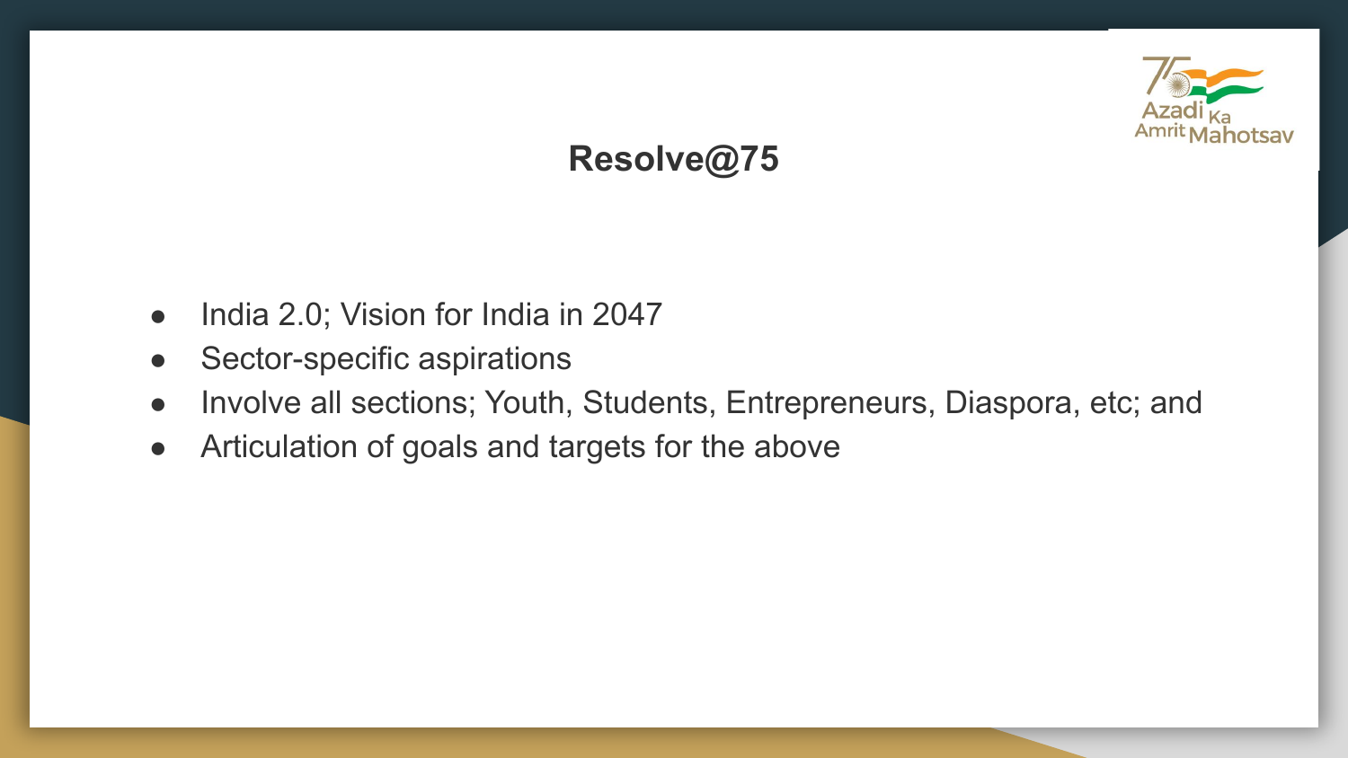# Resolve@75

- India 2.0; Vision for India in 2047
- Sector-specific aspirations
- Involve all sections; Youth, Students, Entrepreneurs, Diaspora, etc; and
- Articulation of goals and targets for the above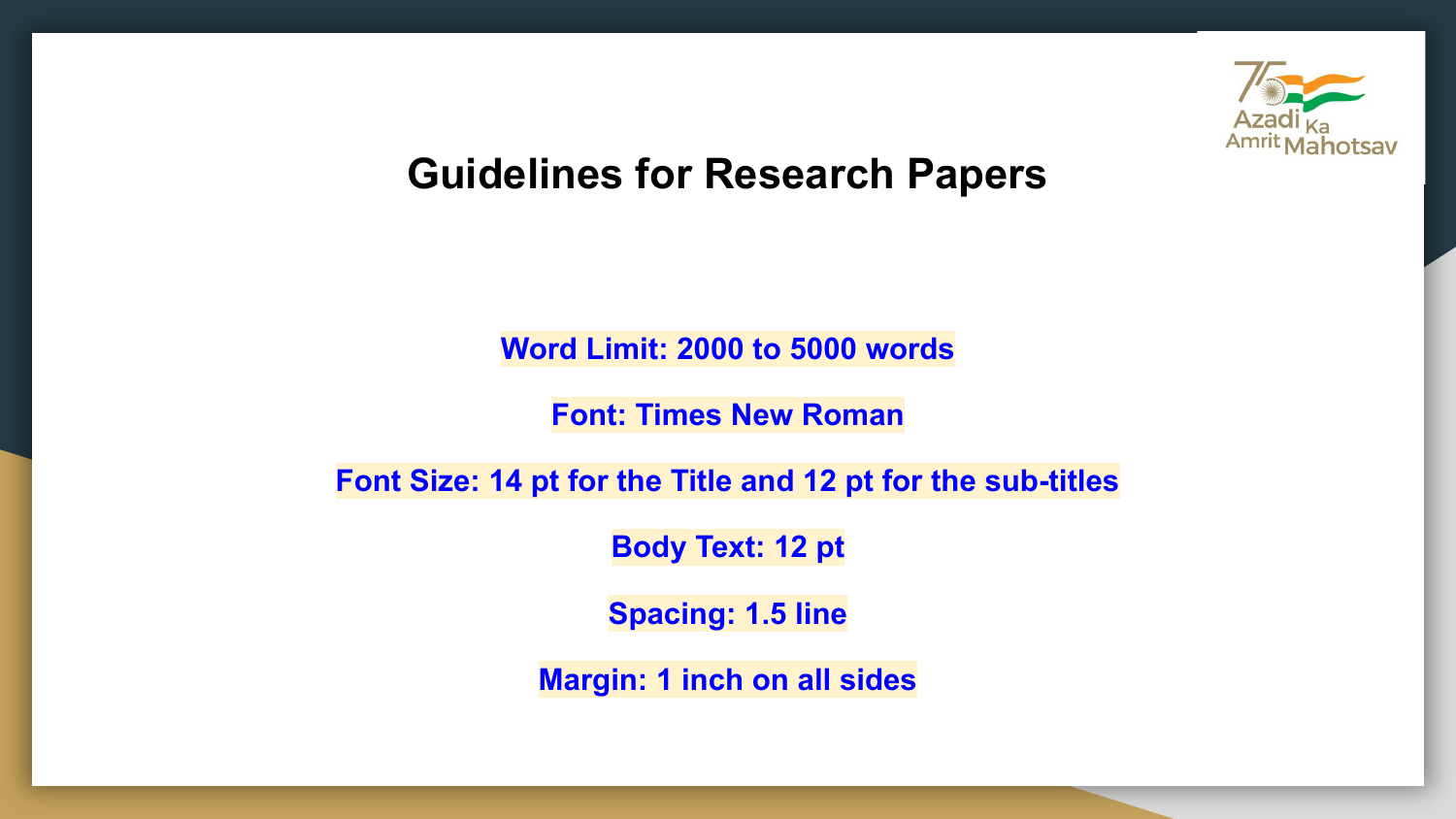# Guidelines for Research Papers

**Word Limit: 2000 to 5000 words**

**Font: Times New Roman**

**Font Size: 14 pt for the Title and 12 pt for the sub-titles**

**Body Text: 12 pt**

**Spacing: 1.5 line**

**Margin: 1 inch on all sides**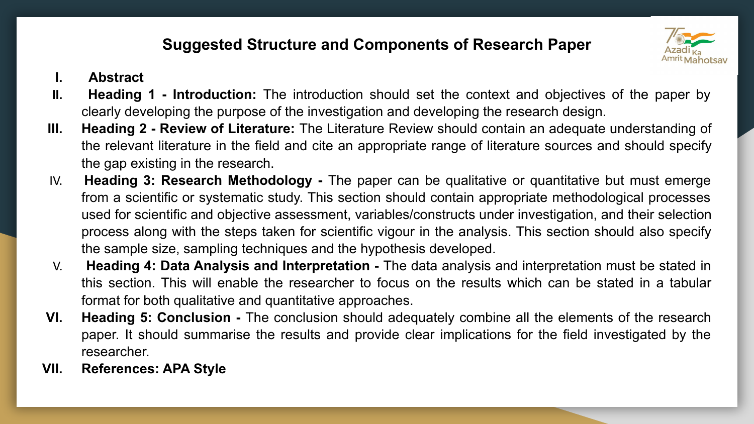## Suggested Structure and Components of Research Paper

I. **Abstract**

II. **Heading 1 - Introduction:** The introduction should set the context and objectives of the paper by clearly developing the purpose of the investigation and developing the research design.

III. **Heading 2 - Review of Literature:** The Literature Review should contain an adequate understanding of the relevant literature in the field and cite an appropriate range of literature sources and should specify the gap existing in the research.

IV. **Heading 3: Research Methodology -** The paper can be qualitative or quantitative but must emerge from a scientific or systematic study. This section should contain appropriate methodological processes used for scientific and objective assessment, variables/constructs under investigation, and their selection process along with the steps taken for scientific vigour in the analysis. This section should also specify the sample size, sampling techniques and the hypothesis developed.

V. **Heading 4: Data Analysis and Interpretation -** The data analysis and interpretation must be stated in this section. This will enable the researcher to focus on the results which can be stated in a tabular format for both qualitative and quantitative approaches.

VI. **Heading 5: Conclusion -** The conclusion should adequately combine all the elements of the research paper. It should summarise the results and provide clear implications for the field investigated by the researcher.

VII. **References: APA Style**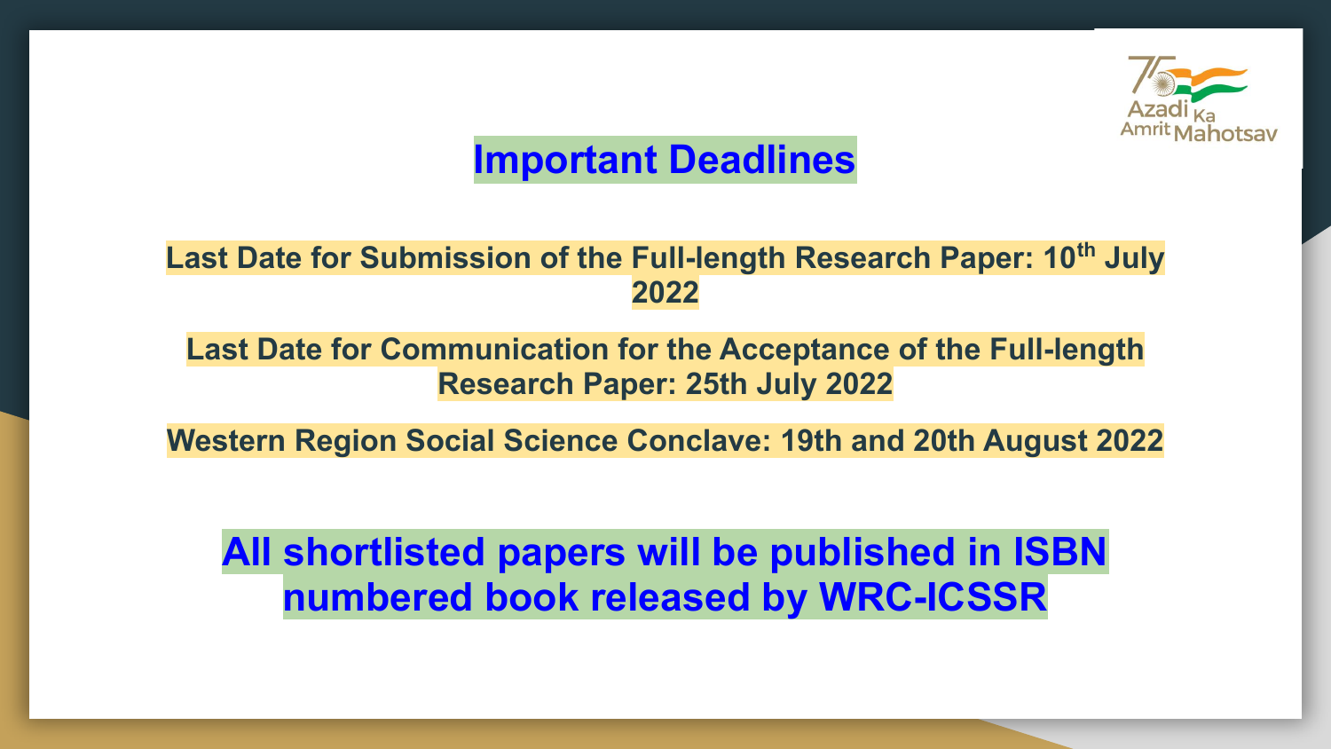# Important Deadlines

**Last Date for Submission of the Full-length Research Paper: 10th July 2022**

**Last Date for Communication for the Acceptance of the Full-length Research Paper: 25th July 2022**

**Western Region Social Science Conclave: 19th and 20th August 2022**

## All shortlisted papers will be published in ISBN numbered book released by WRC-ICSSR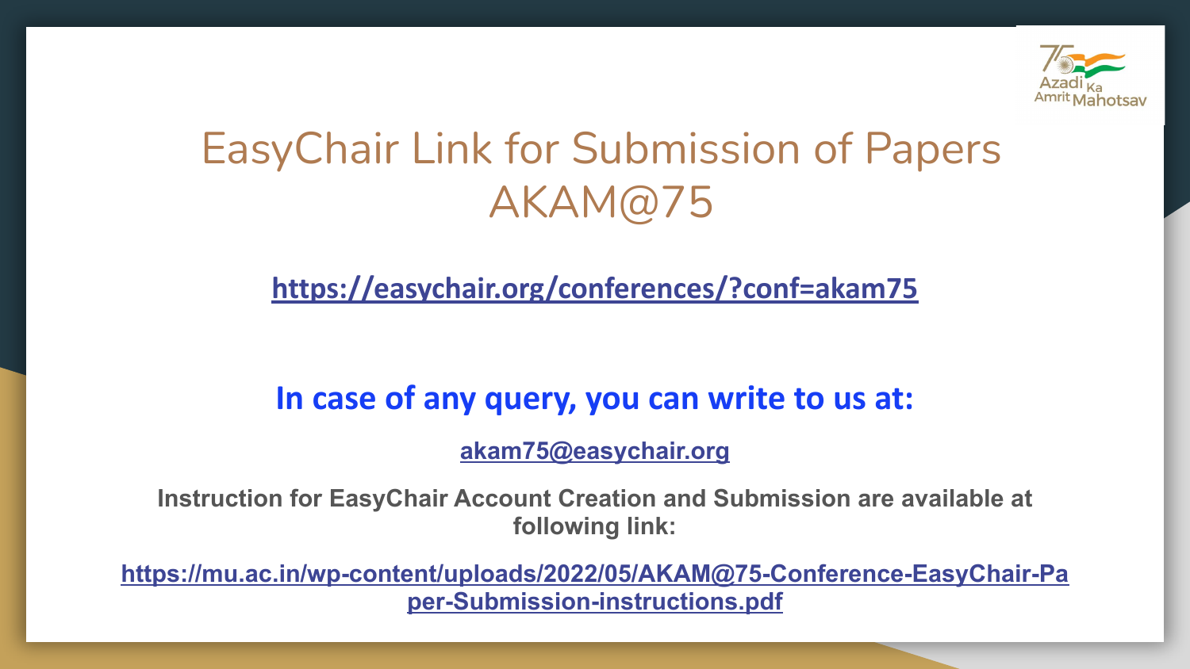# EasyChair Link for Submission of Papers AKAM@75

**https://easychair.org/conferences/?conf=akam75**

## In case of any query, you can write to us at:

**akam75@easychair.org**

**Instruction for EasyChair Account Creation and Submission are available at following link:**

**https://mu.ac.in/wp-content/uploads/2022/05/AKAM@75-Conference-EasyChair-Paper-Submission-instructions.pdf**